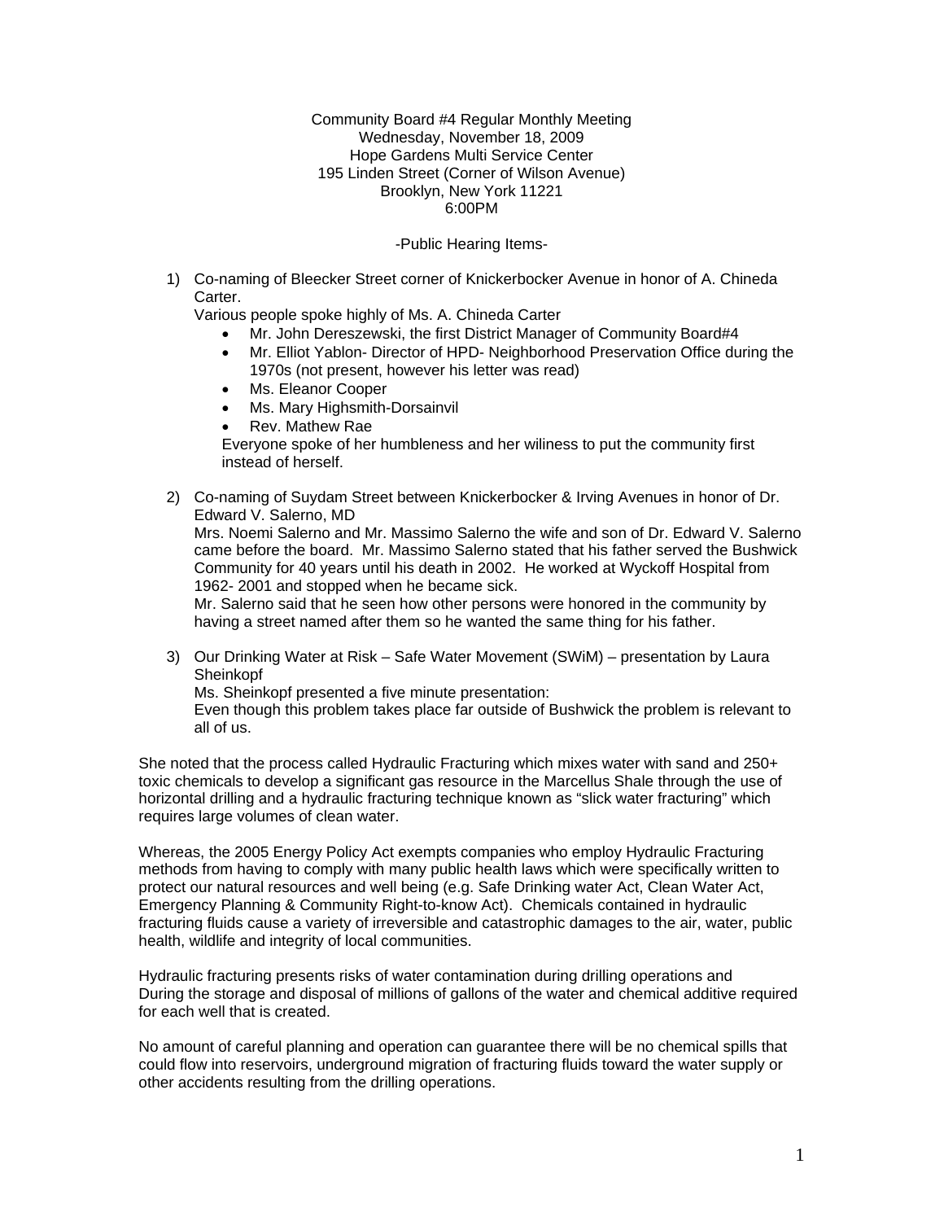Community Board #4 Regular Monthly Meeting
Wednesday, November 18, 2009
Hope Gardens Multi Service Center
195 Linden Street (Corner of Wilson Avenue)
Brooklyn, New York 11221
6:00PM

-Public Hearing Items-

1) Co-naming of Bleecker Street corner of Knickerbocker Avenue in honor of A. Chineda Carter.
   Various people spoke highly of Ms. A. Chineda Carter
   - Mr. John Dereszewski, the first District Manager of Community Board#4
   - Mr. Elliot Yablon- Director of HPD- Neighborhood Preservation Office during the 1970s (not present, however his letter was read)
   - Ms. Eleanor Cooper
   - Ms. Mary Highsmith-Dorsainvil
   - Rev. Mathew Rae

   Everyone spoke of her humbleness and her wiliness to put the community first instead of herself.

2) Co-naming of Suydam Street between Knickerbocker & Irving Avenues in honor of Dr. Edward V. Salerno, MD
   Mrs. Noemi Salerno and Mr. Massimo Salerno the wife and son of Dr. Edward V. Salerno came before the board. Mr. Massimo Salerno stated that his father served the Bushwick Community for 40 years until his death in 2002. He worked at Wyckoff Hospital from 1962- 2001 and stopped when he became sick.
   Mr. Salerno said that he seen how other persons were honored in the community by having a street named after them so he wanted the same thing for his father.

3) Our Drinking Water at Risk – Safe Water Movement (SWiM) – presentation by Laura Sheinkopf
   Ms. Sheinkopf presented a five minute presentation:
   Even though this problem takes place far outside of Bushwick the problem is relevant to all of us.

She noted that the process called Hydraulic Fracturing which mixes water with sand and 250+ toxic chemicals to develop a significant gas resource in the Marcellus Shale through the use of horizontal drilling and a hydraulic fracturing technique known as "slick water fracturing" which requires large volumes of clean water.

Whereas, the 2005 Energy Policy Act exempts companies who employ Hydraulic Fracturing methods from having to comply with many public health laws which were specifically written to protect our natural resources and well being (e.g. Safe Drinking water Act, Clean Water Act, Emergency Planning & Community Right-to-know Act). Chemicals contained in hydraulic fracturing fluids cause a variety of irreversible and catastrophic damages to the air, water, public health, wildlife and integrity of local communities.

Hydraulic fracturing presents risks of water contamination during drilling operations and During the storage and disposal of millions of gallons of the water and chemical additive required for each well that is created.

No amount of careful planning and operation can guarantee there will be no chemical spills that could flow into reservoirs, underground migration of fracturing fluids toward the water supply or other accidents resulting from the drilling operations.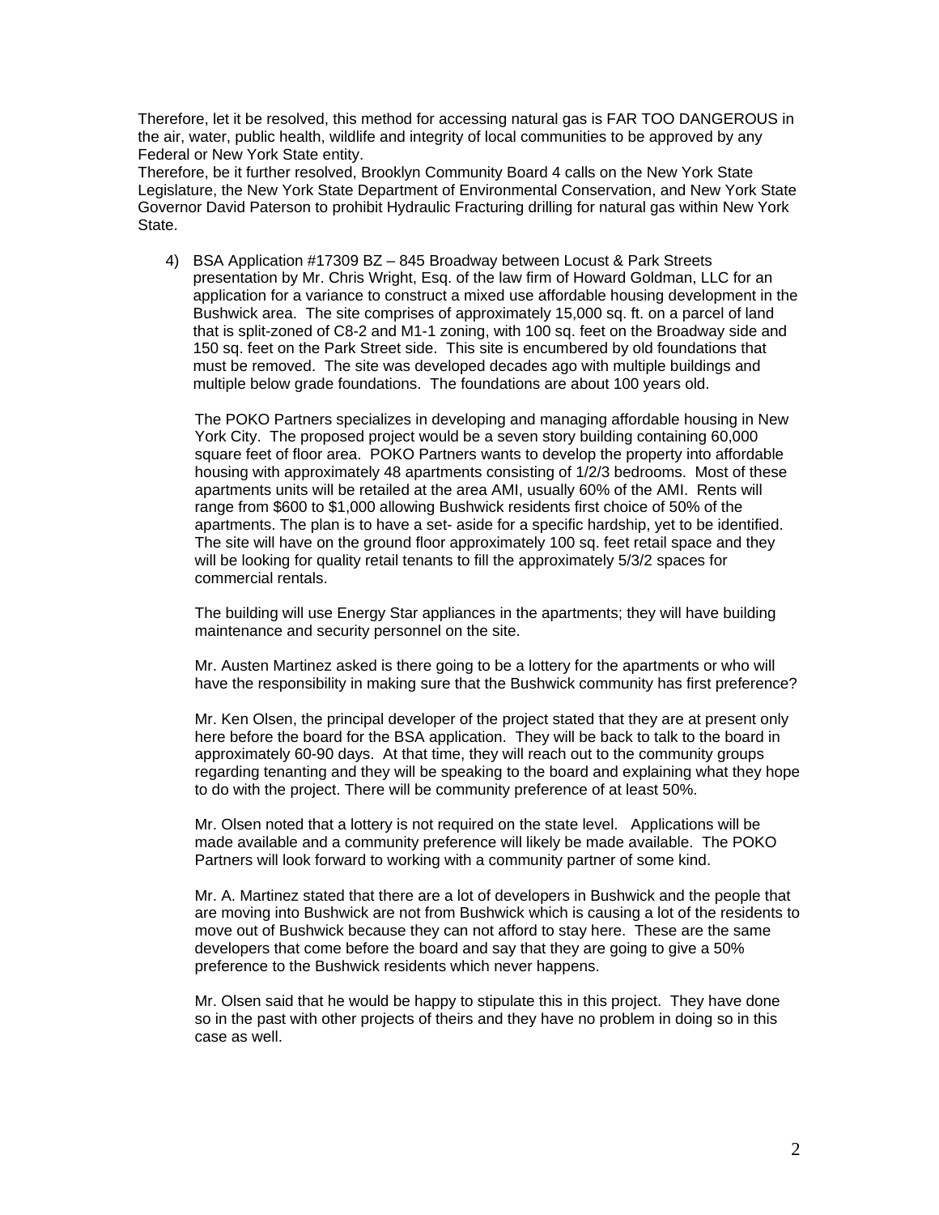Therefore, let it be resolved, this method for accessing natural gas is FAR TOO DANGEROUS in the air, water, public health, wildlife and integrity of local communities to be approved by any Federal or New York State entity.

Therefore, be it further resolved, Brooklyn Community Board 4 calls on the New York State Legislature, the New York State Department of Environmental Conservation, and New York State Governor David Paterson to prohibit Hydraulic Fracturing drilling for natural gas within New York State.

4) BSA Application #17309 BZ – 845 Broadway between Locust & Park Streets presentation by Mr. Chris Wright, Esq. of the law firm of Howard Goldman, LLC for an application for a variance to construct a mixed use affordable housing development in the Bushwick area. The site comprises of approximately 15,000 sq. ft. on a parcel of land that is split-zoned of C8-2 and M1-1 zoning, with 100 sq. feet on the Broadway side and 150 sq. feet on the Park Street side. This site is encumbered by old foundations that must be removed. The site was developed decades ago with multiple buildings and multiple below grade foundations. The foundations are about 100 years old.

   The POKO Partners specializes in developing and managing affordable housing in New York City. The proposed project would be a seven story building containing 60,000 square feet of floor area. POKO Partners wants to develop the property into affordable housing with approximately 48 apartments consisting of 1/2/3 bedrooms. Most of these apartments units will be retailed at the area AMI, usually 60% of the AMI. Rents will range from $600 to $1,000 allowing Bushwick residents first choice of 50% of the apartments. The plan is to have a set- aside for a specific hardship, yet to be identified. The site will have on the ground floor approximately 100 sq. feet retail space and they will be looking for quality retail tenants to fill the approximately 5/3/2 spaces for commercial rentals.

   The building will use Energy Star appliances in the apartments; they will have building maintenance and security personnel on the site.

   Mr. Austen Martinez asked is there going to be a lottery for the apartments or who will have the responsibility in making sure that the Bushwick community has first preference?

   Mr. Ken Olsen, the principal developer of the project stated that they are at present only here before the board for the BSA application. They will be back to talk to the board in approximately 60-90 days. At that time, they will reach out to the community groups regarding tenanting and they will be speaking to the board and explaining what they hope to do with the project. There will be community preference of at least 50%.

   Mr. Olsen noted that a lottery is not required on the state level. Applications will be made available and a community preference will likely be made available. The POKO Partners will look forward to working with a community partner of some kind.

   Mr. A. Martinez stated that there are a lot of developers in Bushwick and the people that are moving into Bushwick are not from Bushwick which is causing a lot of the residents to move out of Bushwick because they can not afford to stay here. These are the same developers that come before the board and say that they are going to give a 50% preference to the Bushwick residents which never happens.

   Mr. Olsen said that he would be happy to stipulate this in this project. They have done so in the past with other projects of theirs and they have no problem in doing so in this case as well.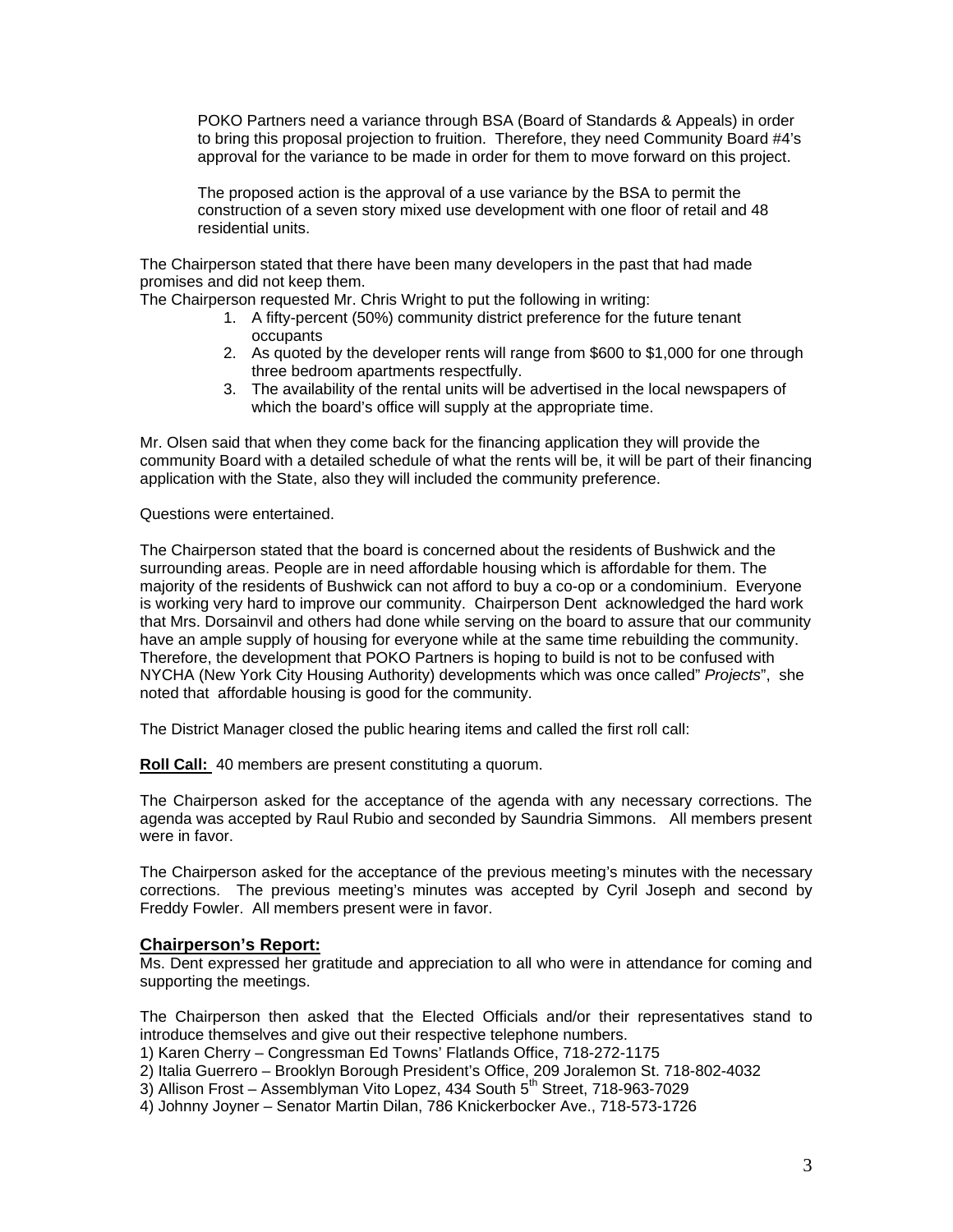POKO Partners need a variance through BSA (Board of Standards & Appeals) in order to bring this proposal projection to fruition. Therefore, they need Community Board #4's approval for the variance to be made in order for them to move forward on this project.

The proposed action is the approval of a use variance by the BSA to permit the construction of a seven story mixed use development with one floor of retail and 48 residential units.

The Chairperson stated that there have been many developers in the past that had made promises and did not keep them.
The Chairperson requested Mr. Chris Wright to put the following in writing:

1. A fifty-percent (50%) community district preference for the future tenant occupants
2. As quoted by the developer rents will range from $600 to $1,000 for one through three bedroom apartments respectfully.
3. The availability of the rental units will be advertised in the local newspapers of which the board's office will supply at the appropriate time.

Mr. Olsen said that when they come back for the financing application they will provide the community Board with a detailed schedule of what the rents will be, it will be part of their financing application with the State, also they will included the community preference.

Questions were entertained.

The Chairperson stated that the board is concerned about the residents of Bushwick and the surrounding areas. People are in need affordable housing which is affordable for them. The majority of the residents of Bushwick can not afford to buy a co-op or a condominium. Everyone is working very hard to improve our community. Chairperson Dent acknowledged the hard work that Mrs. Dorsainvil and others had done while serving on the board to assure that our community have an ample supply of housing for everyone while at the same time rebuilding the community. Therefore, the development that POKO Partners is hoping to build is not to be confused with NYCHA (New York City Housing Authority) developments which was once called" *Projects*", she noted that affordable housing is good for the community.

The District Manager closed the public hearing items and called the first roll call:

**Roll Call:** 40 members are present constituting a quorum.

The Chairperson asked for the acceptance of the agenda with any necessary corrections. The agenda was accepted by Raul Rubio and seconded by Saundria Simmons. All members present were in favor.

The Chairperson asked for the acceptance of the previous meeting's minutes with the necessary corrections. The previous meeting's minutes was accepted by Cyril Joseph and second by Freddy Fowler. All members present were in favor.

## Chairperson's Report:

Ms. Dent expressed her gratitude and appreciation to all who were in attendance for coming and supporting the meetings.

The Chairperson then asked that the Elected Officials and/or their representatives stand to introduce themselves and give out their respective telephone numbers.

1) Karen Cherry – Congressman Ed Towns' Flatlands Office, 718-272-1175
2) Italia Guerrero – Brooklyn Borough President's Office, 209 Joralemon St. 718-802-4032
3) Allison Frost – Assemblyman Vito Lopez, 434 South 5th Street, 718-963-7029
4) Johnny Joyner – Senator Martin Dilan, 786 Knickerbocker Ave., 718-573-1726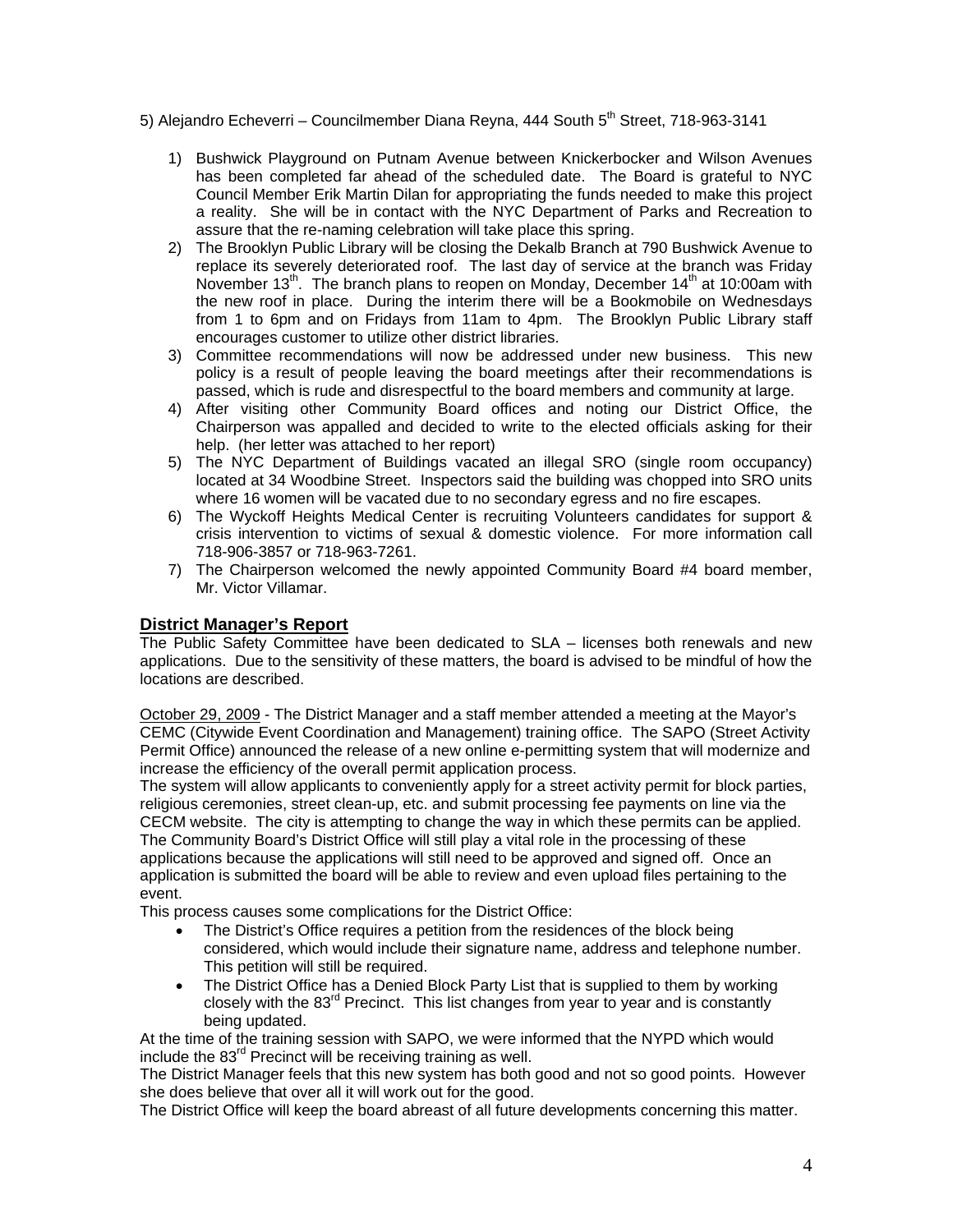5) Alejandro Echeverri – Councilmember Diana Reyna, 444 South 5th Street, 718-963-3141

1) Bushwick Playground on Putnam Avenue between Knickerbocker and Wilson Avenues has been completed far ahead of the scheduled date. The Board is grateful to NYC Council Member Erik Martin Dilan for appropriating the funds needed to make this project a reality. She will be in contact with the NYC Department of Parks and Recreation to assure that the re-naming celebration will take place this spring.
2) The Brooklyn Public Library will be closing the Dekalb Branch at 790 Bushwick Avenue to replace its severely deteriorated roof. The last day of service at the branch was Friday November 13th. The branch plans to reopen on Monday, December 14th at 10:00am with the new roof in place. During the interim there will be a Bookmobile on Wednesdays from 1 to 6pm and on Fridays from 11am to 4pm. The Brooklyn Public Library staff encourages customer to utilize other district libraries.
3) Committee recommendations will now be addressed under new business. This new policy is a result of people leaving the board meetings after their recommendations is passed, which is rude and disrespectful to the board members and community at large.
4) After visiting other Community Board offices and noting our District Office, the Chairperson was appalled and decided to write to the elected officials asking for their help. (her letter was attached to her report)
5) The NYC Department of Buildings vacated an illegal SRO (single room occupancy) located at 34 Woodbine Street. Inspectors said the building was chopped into SRO units where 16 women will be vacated due to no secondary egress and no fire escapes.
6) The Wyckoff Heights Medical Center is recruiting Volunteers candidates for support & crisis intervention to victims of sexual & domestic violence. For more information call 718-906-3857 or 718-963-7261.
7) The Chairperson welcomed the newly appointed Community Board #4 board member, Mr. Victor Villamar.

## District Manager's Report

The Public Safety Committee have been dedicated to SLA – licenses both renewals and new applications. Due to the sensitivity of these matters, the board is advised to be mindful of how the locations are described.

October 29, 2009 - The District Manager and a staff member attended a meeting at the Mayor's CEMC (Citywide Event Coordination and Management) training office. The SAPO (Street Activity Permit Office) announced the release of a new online e-permitting system that will modernize and increase the efficiency of the overall permit application process.

The system will allow applicants to conveniently apply for a street activity permit for block parties, religious ceremonies, street clean-up, etc. and submit processing fee payments on line via the CECM website. The city is attempting to change the way in which these permits can be applied. The Community Board's District Office will still play a vital role in the processing of these applications because the applications will still need to be approved and signed off. Once an application is submitted the board will be able to review and even upload files pertaining to the event.

This process causes some complications for the District Office:

- The District's Office requires a petition from the residences of the block being considered, which would include their signature name, address and telephone number. This petition will still be required.
- The District Office has a Denied Block Party List that is supplied to them by working closely with the 83rd Precinct. This list changes from year to year and is constantly being updated.

At the time of the training session with SAPO, we were informed that the NYPD which would include the 83rd Precinct will be receiving training as well.

The District Manager feels that this new system has both good and not so good points. However she does believe that over all it will work out for the good.

The District Office will keep the board abreast of all future developments concerning this matter.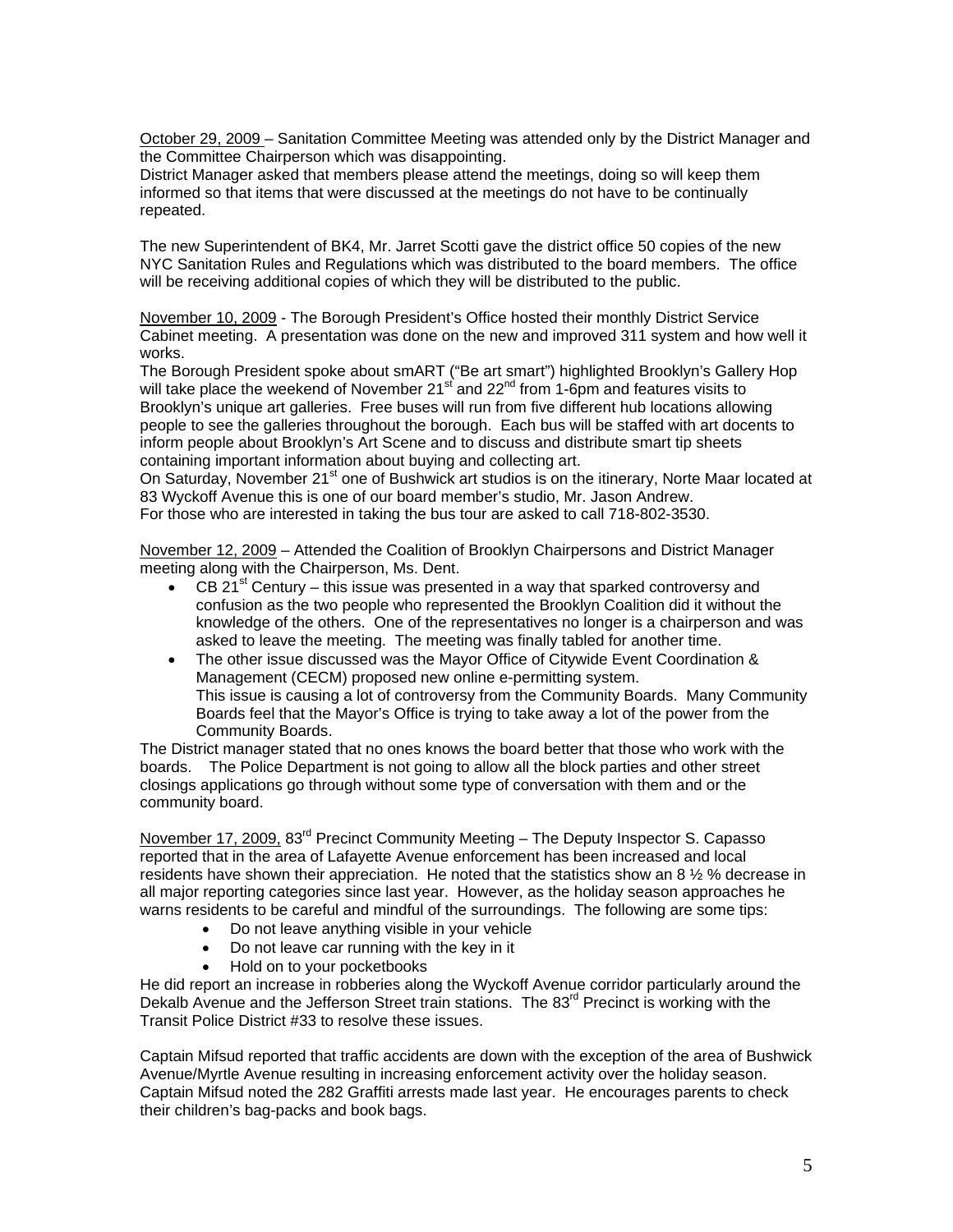October 29, 2009 – Sanitation Committee Meeting was attended only by the District Manager and the Committee Chairperson which was disappointing.
District Manager asked that members please attend the meetings, doing so will keep them informed so that items that were discussed at the meetings do not have to be continually repeated.

The new Superintendent of BK4, Mr. Jarret Scotti gave the district office 50 copies of the new NYC Sanitation Rules and Regulations which was distributed to the board members. The office will be receiving additional copies of which they will be distributed to the public.

November 10, 2009 - The Borough President's Office hosted their monthly District Service Cabinet meeting. A presentation was done on the new and improved 311 system and how well it works.
The Borough President spoke about smART ("Be art smart") highlighted Brooklyn's Gallery Hop will take place the weekend of November 21st and 22nd from 1-6pm and features visits to Brooklyn's unique art galleries. Free buses will run from five different hub locations allowing people to see the galleries throughout the borough. Each bus will be staffed with art docents to inform people about Brooklyn's Art Scene and to discuss and distribute smart tip sheets containing important information about buying and collecting art.
On Saturday, November 21st one of Bushwick art studios is on the itinerary, Norte Maar located at 83 Wyckoff Avenue this is one of our board member's studio, Mr. Jason Andrew.
For those who are interested in taking the bus tour are asked to call 718-802-3530.

November 12, 2009 – Attended the Coalition of Brooklyn Chairpersons and District Manager meeting along with the Chairperson, Ms. Dent.

- CB 21st Century – this issue was presented in a way that sparked controversy and confusion as the two people who represented the Brooklyn Coalition did it without the knowledge of the others. One of the representatives no longer is a chairperson and was asked to leave the meeting. The meeting was finally tabled for another time.
- The other issue discussed was the Mayor Office of Citywide Event Coordination & Management (CECM) proposed new online e-permitting system.
  This issue is causing a lot of controversy from the Community Boards. Many Community Boards feel that the Mayor's Office is trying to take away a lot of the power from the Community Boards.

The District manager stated that no ones knows the board better that those who work with the boards. The Police Department is not going to allow all the block parties and other street closings applications go through without some type of conversation with them and or the community board.

November 17, 2009, 83rd Precinct Community Meeting – The Deputy Inspector S. Capasso reported that in the area of Lafayette Avenue enforcement has been increased and local residents have shown their appreciation. He noted that the statistics show an 8 ½ % decrease in all major reporting categories since last year. However, as the holiday season approaches he warns residents to be careful and mindful of the surroundings. The following are some tips:

- Do not leave anything visible in your vehicle
- Do not leave car running with the key in it
- Hold on to your pocketbooks

He did report an increase in robberies along the Wyckoff Avenue corridor particularly around the Dekalb Avenue and the Jefferson Street train stations. The 83rd Precinct is working with the Transit Police District #33 to resolve these issues.

Captain Mifsud reported that traffic accidents are down with the exception of the area of Bushwick Avenue/Myrtle Avenue resulting in increasing enforcement activity over the holiday season. Captain Mifsud noted the 282 Graffiti arrests made last year. He encourages parents to check their children's bag-packs and book bags.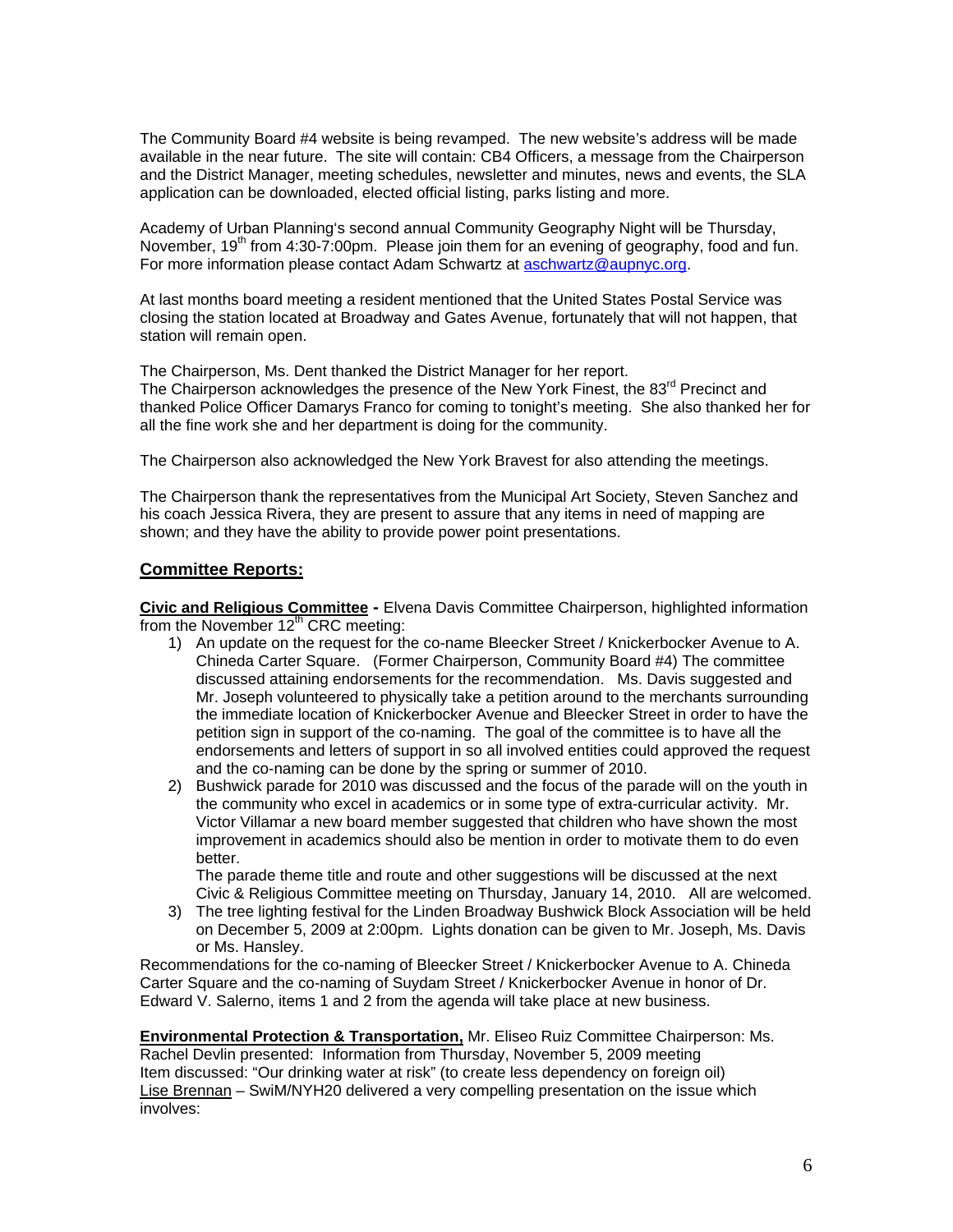The Community Board #4 website is being revamped. The new website's address will be made available in the near future. The site will contain: CB4 Officers, a message from the Chairperson and the District Manager, meeting schedules, newsletter and minutes, news and events, the SLA application can be downloaded, elected official listing, parks listing and more.

Academy of Urban Planning's second annual Community Geography Night will be Thursday, November, 19th from 4:30-7:00pm. Please join them for an evening of geography, food and fun. For more information please contact Adam Schwartz at aschwartz@aupnyc.org.

At last months board meeting a resident mentioned that the United States Postal Service was closing the station located at Broadway and Gates Avenue, fortunately that will not happen, that station will remain open.

The Chairperson, Ms. Dent thanked the District Manager for her report.
The Chairperson acknowledges the presence of the New York Finest, the 83rd Precinct and thanked Police Officer Damarys Franco for coming to tonight's meeting. She also thanked her for all the fine work she and her department is doing for the community.

The Chairperson also acknowledged the New York Bravest for also attending the meetings.

The Chairperson thank the representatives from the Municipal Art Society, Steven Sanchez and his coach Jessica Rivera, they are present to assure that any items in need of mapping are shown; and they have the ability to provide power point presentations.

## Committee Reports:

**Civic and Religious Committee -** Elvena Davis Committee Chairperson, highlighted information from the November 12th CRC meeting:

1) An update on the request for the co-name Bleecker Street / Knickerbocker Avenue to A. Chineda Carter Square. (Former Chairperson, Community Board #4) The committee discussed attaining endorsements for the recommendation. Ms. Davis suggested and Mr. Joseph volunteered to physically take a petition around to the merchants surrounding the immediate location of Knickerbocker Avenue and Bleecker Street in order to have the petition sign in support of the co-naming. The goal of the committee is to have all the endorsements and letters of support in so all involved entities could approved the request and the co-naming can be done by the spring or summer of 2010.
2) Bushwick parade for 2010 was discussed and the focus of the parade will on the youth in the community who excel in academics or in some type of extra-curricular activity. Mr. Victor Villamar a new board member suggested that children who have shown the most improvement in academics should also be mention in order to motivate them to do even better.
   The parade theme title and route and other suggestions will be discussed at the next Civic & Religious Committee meeting on Thursday, January 14, 2010. All are welcomed.
3) The tree lighting festival for the Linden Broadway Bushwick Block Association will be held on December 5, 2009 at 2:00pm. Lights donation can be given to Mr. Joseph, Ms. Davis or Ms. Hansley.

Recommendations for the co-naming of Bleecker Street / Knickerbocker Avenue to A. Chineda Carter Square and the co-naming of Suydam Street / Knickerbocker Avenue in honor of Dr. Edward V. Salerno, items 1 and 2 from the agenda will take place at new business.

**Environmental Protection & Transportation,** Mr. Eliseo Ruiz Committee Chairperson: Ms. Rachel Devlin presented: Information from Thursday, November 5, 2009 meeting
Item discussed: "Our drinking water at risk" (to create less dependency on foreign oil)
Lise Brennan – SwiM/NYH20 delivered a very compelling presentation on the issue which involves: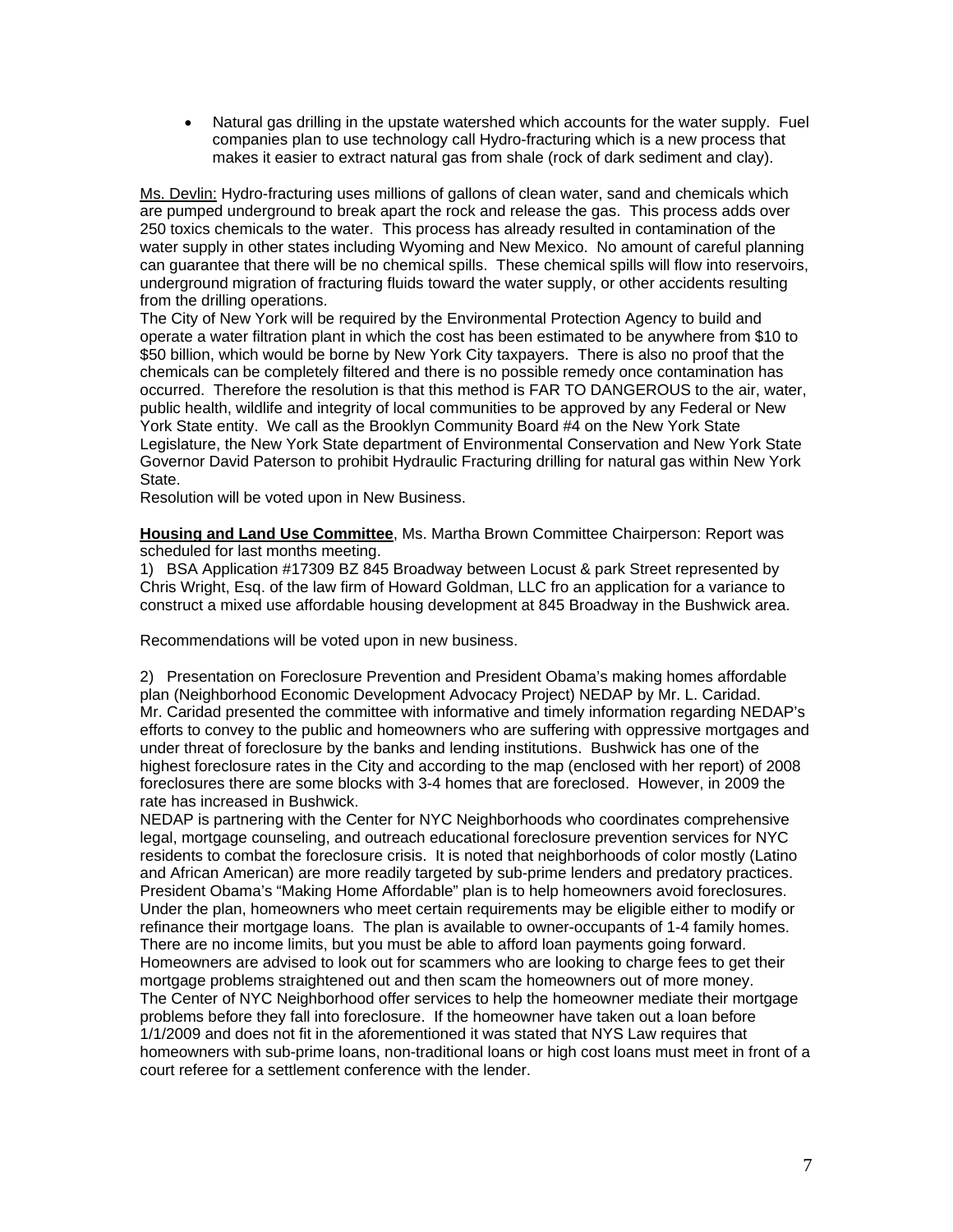- Natural gas drilling in the upstate watershed which accounts for the water supply. Fuel companies plan to use technology call Hydro-fracturing which is a new process that makes it easier to extract natural gas from shale (rock of dark sediment and clay).

Ms. Devlin: Hydro-fracturing uses millions of gallons of clean water, sand and chemicals which are pumped underground to break apart the rock and release the gas. This process adds over 250 toxics chemicals to the water. This process has already resulted in contamination of the water supply in other states including Wyoming and New Mexico. No amount of careful planning can guarantee that there will be no chemical spills. These chemical spills will flow into reservoirs, underground migration of fracturing fluids toward the water supply, or other accidents resulting from the drilling operations.
The City of New York will be required by the Environmental Protection Agency to build and operate a water filtration plant in which the cost has been estimated to be anywhere from $10 to $50 billion, which would be borne by New York City taxpayers. There is also no proof that the chemicals can be completely filtered and there is no possible remedy once contamination has occurred. Therefore the resolution is that this method is FAR TO DANGEROUS to the air, water, public health, wildlife and integrity of local communities to be approved by any Federal or New York State entity. We call as the Brooklyn Community Board #4 on the New York State Legislature, the New York State department of Environmental Conservation and New York State Governor David Paterson to prohibit Hydraulic Fracturing drilling for natural gas within New York State.
Resolution will be voted upon in New Business.

**Housing and Land Use Committee**, Ms. Martha Brown Committee Chairperson: Report was scheduled for last months meeting.
1) BSA Application #17309 BZ 845 Broadway between Locust & park Street represented by Chris Wright, Esq. of the law firm of Howard Goldman, LLC fro an application for a variance to construct a mixed use affordable housing development at 845 Broadway in the Bushwick area.

Recommendations will be voted upon in new business.

2) Presentation on Foreclosure Prevention and President Obama's making homes affordable plan (Neighborhood Economic Development Advocacy Project) NEDAP by Mr. L. Caridad. Mr. Caridad presented the committee with informative and timely information regarding NEDAP's efforts to convey to the public and homeowners who are suffering with oppressive mortgages and under threat of foreclosure by the banks and lending institutions. Bushwick has one of the highest foreclosure rates in the City and according to the map (enclosed with her report) of 2008 foreclosures there are some blocks with 3-4 homes that are foreclosed. However, in 2009 the rate has increased in Bushwick.
NEDAP is partnering with the Center for NYC Neighborhoods who coordinates comprehensive legal, mortgage counseling, and outreach educational foreclosure prevention services for NYC residents to combat the foreclosure crisis. It is noted that neighborhoods of color mostly (Latino and African American) are more readily targeted by sub-prime lenders and predatory practices. President Obama's "Making Home Affordable" plan is to help homeowners avoid foreclosures. Under the plan, homeowners who meet certain requirements may be eligible either to modify or refinance their mortgage loans. The plan is available to owner-occupants of 1-4 family homes. There are no income limits, but you must be able to afford loan payments going forward. Homeowners are advised to look out for scammers who are looking to charge fees to get their mortgage problems straightened out and then scam the homeowners out of more money.
The Center of NYC Neighborhood offer services to help the homeowner mediate their mortgage problems before they fall into foreclosure. If the homeowner have taken out a loan before 1/1/2009 and does not fit in the aforementioned it was stated that NYS Law requires that homeowners with sub-prime loans, non-traditional loans or high cost loans must meet in front of a court referee for a settlement conference with the lender.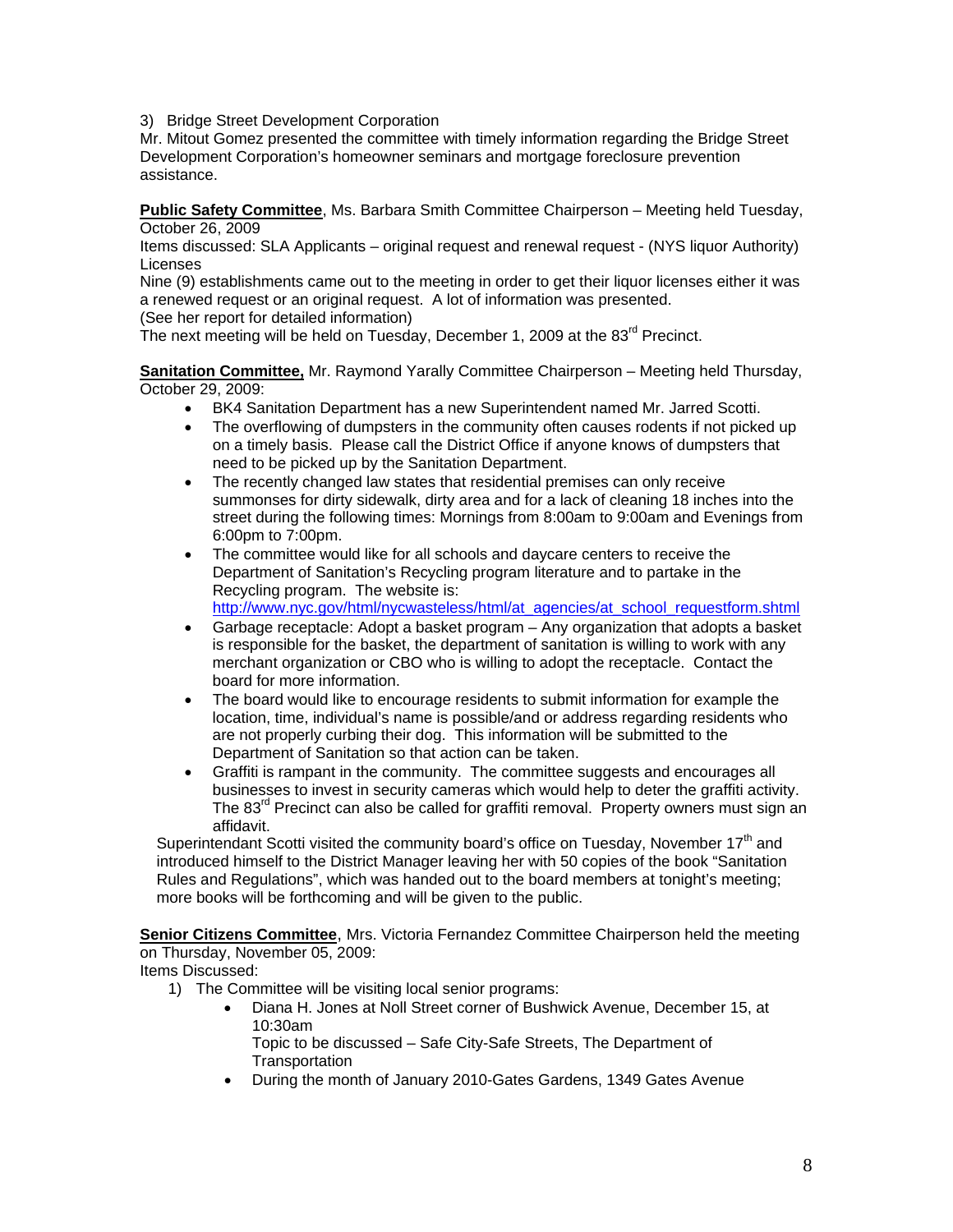3) Bridge Street Development Corporation
Mr. Mitout Gomez presented the committee with timely information regarding the Bridge Street Development Corporation's homeowner seminars and mortgage foreclosure prevention assistance.

**Public Safety Committee**, Ms. Barbara Smith Committee Chairperson – Meeting held Tuesday, October 26, 2009
Items discussed: SLA Applicants – original request and renewal request - (NYS liquor Authority) Licenses
Nine (9) establishments came out to the meeting in order to get their liquor licenses either it was a renewed request or an original request. A lot of information was presented.
(See her report for detailed information)
The next meeting will be held on Tuesday, December 1, 2009 at the 83rd Precinct.

**Sanitation Committee,** Mr. Raymond Yarally Committee Chairperson – Meeting held Thursday, October 29, 2009:

- BK4 Sanitation Department has a new Superintendent named Mr. Jarred Scotti.
- The overflowing of dumpsters in the community often causes rodents if not picked up on a timely basis. Please call the District Office if anyone knows of dumpsters that need to be picked up by the Sanitation Department.
- The recently changed law states that residential premises can only receive summonses for dirty sidewalk, dirty area and for a lack of cleaning 18 inches into the street during the following times: Mornings from 8:00am to 9:00am and Evenings from 6:00pm to 7:00pm.
- The committee would like for all schools and daycare centers to receive the Department of Sanitation's Recycling program literature and to partake in the Recycling program. The website is: http://www.nyc.gov/html/nycwasteless/html/at_agencies/at_school_requestform.shtml
- Garbage receptacle: Adopt a basket program – Any organization that adopts a basket is responsible for the basket, the department of sanitation is willing to work with any merchant organization or CBO who is willing to adopt the receptacle. Contact the board for more information.
- The board would like to encourage residents to submit information for example the location, time, individual's name is possible/and or address regarding residents who are not properly curbing their dog. This information will be submitted to the Department of Sanitation so that action can be taken.
- Graffiti is rampant in the community. The committee suggests and encourages all businesses to invest in security cameras which would help to deter the graffiti activity. The 83rd Precinct can also be called for graffiti removal. Property owners must sign an affidavit.

Superintendant Scotti visited the community board's office on Tuesday, November 17th and introduced himself to the District Manager leaving her with 50 copies of the book "Sanitation Rules and Regulations", which was handed out to the board members at tonight's meeting; more books will be forthcoming and will be given to the public.

**Senior Citizens Committee**, Mrs. Victoria Fernandez Committee Chairperson held the meeting on Thursday, November 05, 2009:
Items Discussed:

1) The Committee will be visiting local senior programs:
   - Diana H. Jones at Noll Street corner of Bushwick Avenue, December 15, at 10:30am
     Topic to be discussed – Safe City-Safe Streets, The Department of Transportation
   - During the month of January 2010-Gates Gardens, 1349 Gates Avenue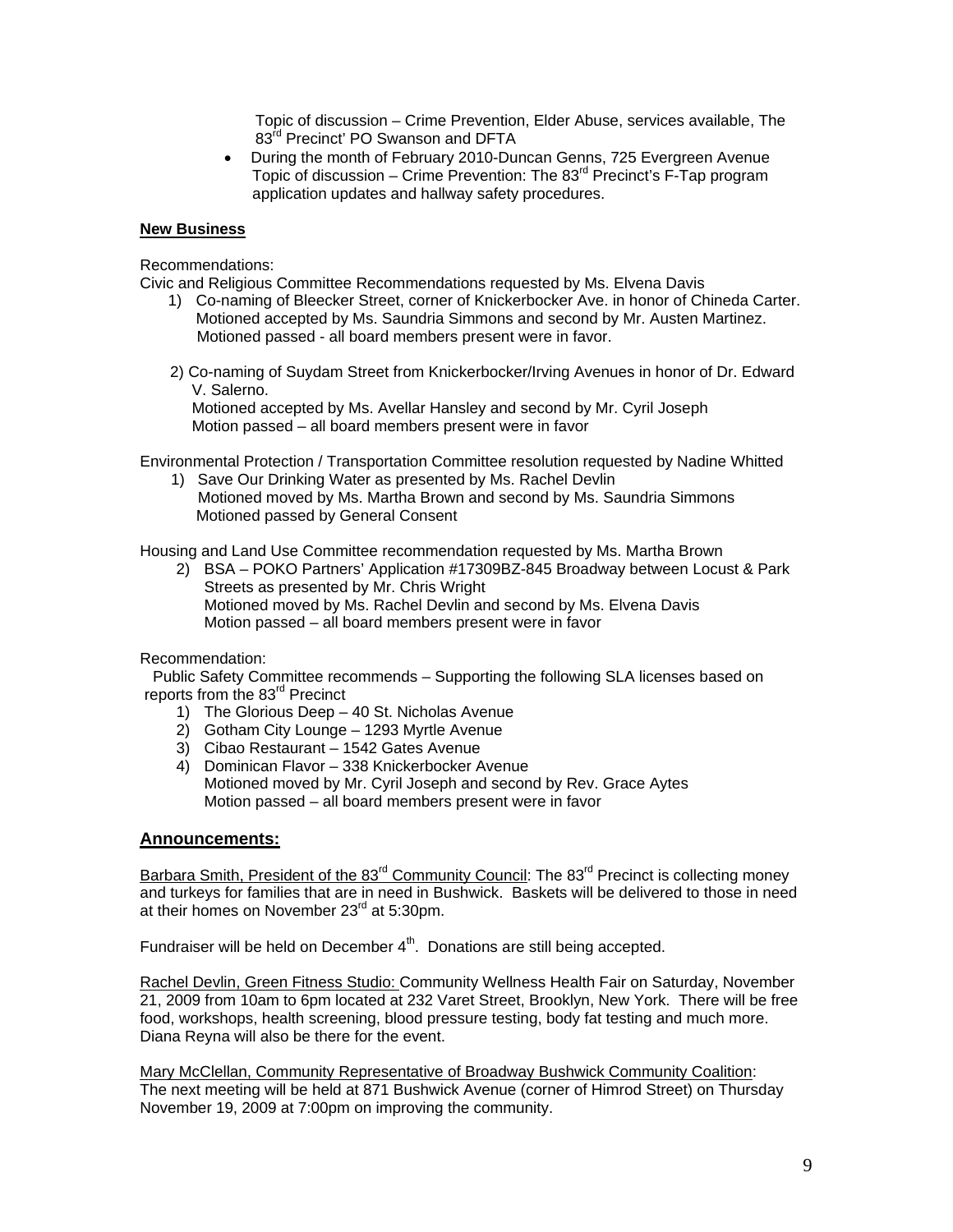Topic of discussion – Crime Prevention, Elder Abuse, services available, The 83rd Precinct' PO Swanson and DFTA

- During the month of February 2010-Duncan Genns, 725 Evergreen Avenue Topic of discussion – Crime Prevention: The 83rd Precinct's F-Tap program application updates and hallway safety procedures.

**New Business**

Recommendations:

Civic and Religious Committee Recommendations requested by Ms. Elvena Davis

1) Co-naming of Bleecker Street, corner of Knickerbocker Ave. in honor of Chineda Carter. Motioned accepted by Ms. Saundria Simmons and second by Mr. Austen Martinez. Motioned passed - all board members present were in favor.

2) Co-naming of Suydam Street from Knickerbocker/Irving Avenues in honor of Dr. Edward V. Salerno.
   Motioned accepted by Ms. Avellar Hansley and second by Mr. Cyril Joseph
   Motion passed – all board members present were in favor

Environmental Protection / Transportation Committee resolution requested by Nadine Whitted

1) Save Our Drinking Water as presented by Ms. Rachel Devlin
   Motioned moved by Ms. Martha Brown and second by Ms. Saundria Simmons
   Motioned passed by General Consent

Housing and Land Use Committee recommendation requested by Ms. Martha Brown

2) BSA – POKO Partners' Application #17309BZ-845 Broadway between Locust & Park Streets as presented by Mr. Chris Wright
   Motioned moved by Ms. Rachel Devlin and second by Ms. Elvena Davis
   Motion passed – all board members present were in favor

Recommendation:

Public Safety Committee recommends – Supporting the following SLA licenses based on reports from the 83rd Precinct

1) The Glorious Deep – 40 St. Nicholas Avenue
2) Gotham City Lounge – 1293 Myrtle Avenue
3) Cibao Restaurant – 1542 Gates Avenue
4) Dominican Flavor – 338 Knickerbocker Avenue
   Motioned moved by Mr. Cyril Joseph and second by Rev. Grace Aytes
   Motion passed – all board members present were in favor

## Announcements:

Barbara Smith, President of the 83rd Community Council: The 83rd Precinct is collecting money and turkeys for families that are in need in Bushwick. Baskets will be delivered to those in need at their homes on November 23rd at 5:30pm.

Fundraiser will be held on December 4th. Donations are still being accepted.

Rachel Devlin, Green Fitness Studio: Community Wellness Health Fair on Saturday, November 21, 2009 from 10am to 6pm located at 232 Varet Street, Brooklyn, New York. There will be free food, workshops, health screening, blood pressure testing, body fat testing and much more. Diana Reyna will also be there for the event.

Mary McClellan, Community Representative of Broadway Bushwick Community Coalition: The next meeting will be held at 871 Bushwick Avenue (corner of Himrod Street) on Thursday November 19, 2009 at 7:00pm on improving the community.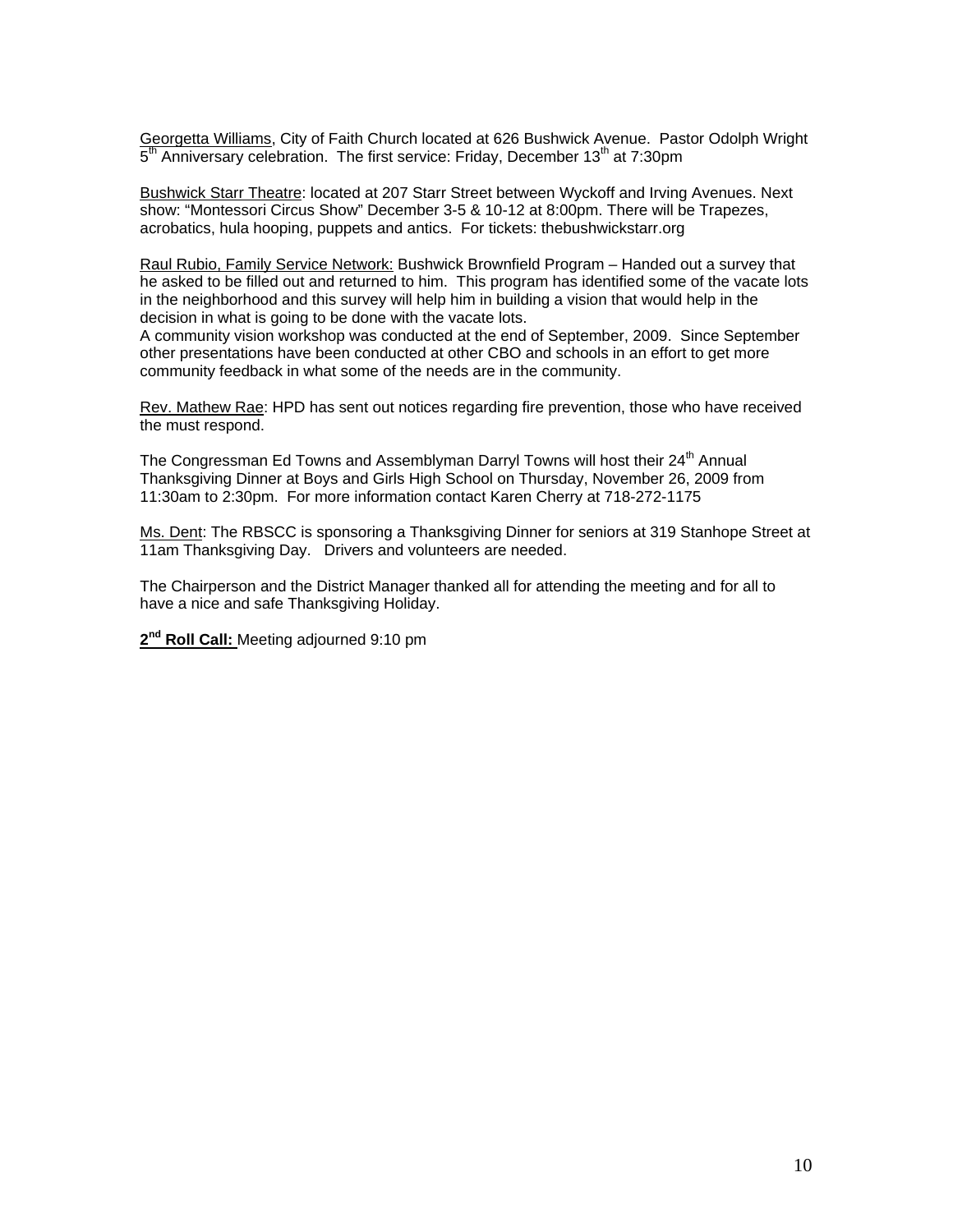Georgetta Williams, City of Faith Church located at 626 Bushwick Avenue. Pastor Odolph Wright 5th Anniversary celebration. The first service: Friday, December 13th at 7:30pm

Bushwick Starr Theatre: located at 207 Starr Street between Wyckoff and Irving Avenues. Next show: "Montessori Circus Show" December 3-5 & 10-12 at 8:00pm. There will be Trapezes, acrobatics, hula hooping, puppets and antics. For tickets: thebushwickstarr.org

Raul Rubio, Family Service Network: Bushwick Brownfield Program – Handed out a survey that he asked to be filled out and returned to him. This program has identified some of the vacate lots in the neighborhood and this survey will help him in building a vision that would help in the decision in what is going to be done with the vacate lots.
A community vision workshop was conducted at the end of September, 2009. Since September other presentations have been conducted at other CBO and schools in an effort to get more community feedback in what some of the needs are in the community.

Rev. Mathew Rae: HPD has sent out notices regarding fire prevention, those who have received the must respond.

The Congressman Ed Towns and Assemblyman Darryl Towns will host their 24th Annual Thanksgiving Dinner at Boys and Girls High School on Thursday, November 26, 2009 from 11:30am to 2:30pm. For more information contact Karen Cherry at 718-272-1175

Ms. Dent: The RBSCC is sponsoring a Thanksgiving Dinner for seniors at 319 Stanhope Street at 11am Thanksgiving Day. Drivers and volunteers are needed.

The Chairperson and the District Manager thanked all for attending the meeting and for all to have a nice and safe Thanksgiving Holiday.

**2nd Roll Call:** Meeting adjourned 9:10 pm